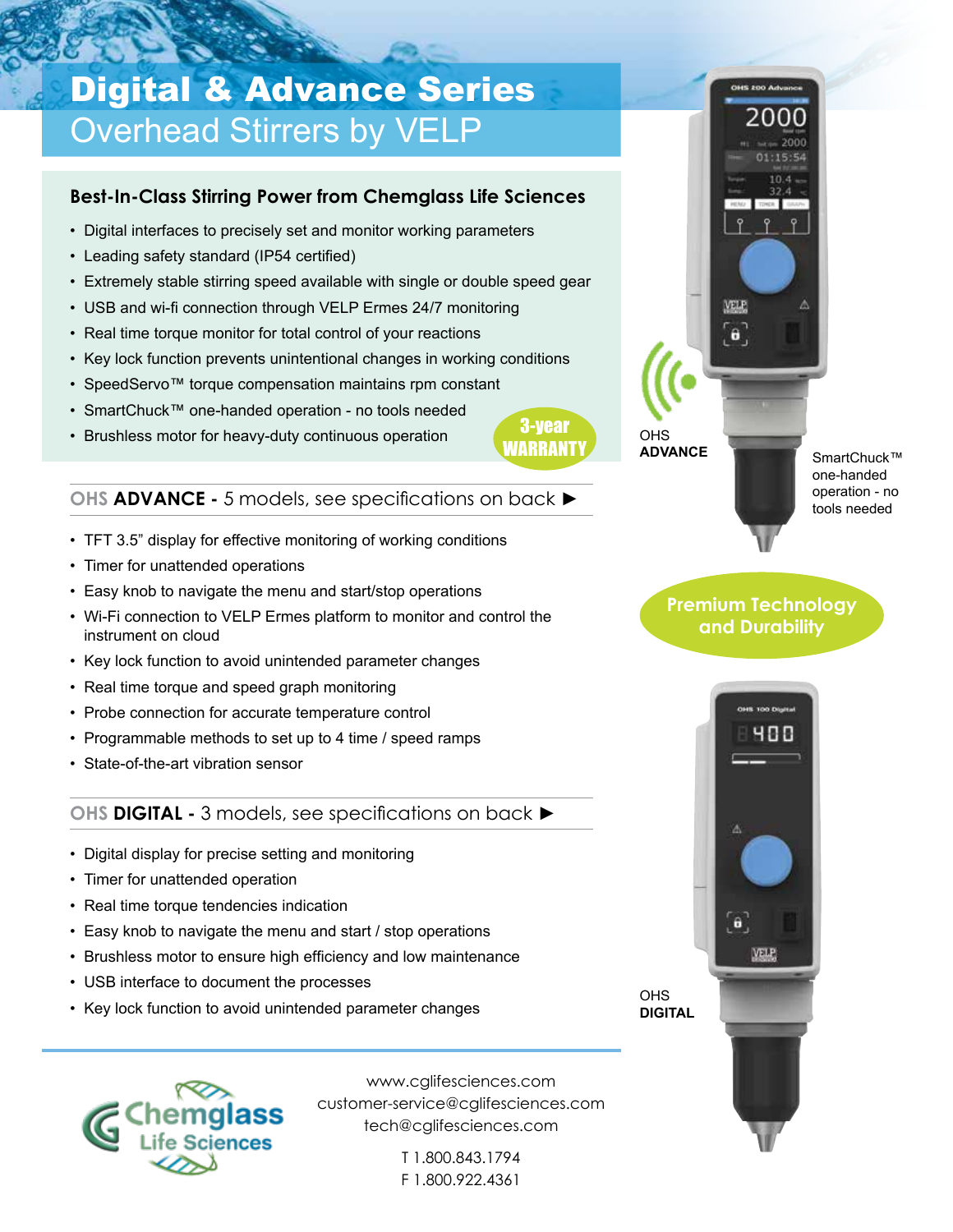# Digital & Advance Series
## Overhead Stirrers by VELP

### Best-In-Class Stirring Power from Chemglass Life Sciences

- Digital interfaces to precisely set and monitor working parameters
- Leading safety standard (IP54 certified)
- Extremely stable stirring speed available with single or double speed gear
- USB and wi-fi connection through VELP Ermes 24/7 monitoring
- Real time torque monitor for total control of your reactions
- Key lock function prevents unintentional changes in working conditions
- SpeedServo™ torque compensation maintains rpm constant
- SmartChuck™ one-handed operation - no tools needed
- Brushless motor for heavy-duty continuous operation

**3-year WARRANTY**

### OHS **ADVANCE** - 5 models, see specifications on back ►

- TFT 3.5" display for effective monitoring of working conditions
- Timer for unattended operations
- Easy knob to navigate the menu and start/stop operations
- Wi-Fi connection to VELP Ermes platform to monitor and control the instrument on cloud
- Key lock function to avoid unintended parameter changes
- Real time torque and speed graph monitoring
- Probe connection for accurate temperature control
- Programmable methods to set up to 4 time / speed ramps
- State-of-the-art vibration sensor

### OHS **DIGITAL** - 3 models, see specifications on back ►

- Digital display for precise setting and monitoring
- Timer for unattended operation
- Real time torque tendencies indication
- Easy knob to navigate the menu and start / stop operations
- Brushless motor to ensure high efficiency and low maintenance
- USB interface to document the processes
- Key lock function to avoid unintended parameter changes

OHS **ADVANCE**

SmartChuck™ one-handed operation - no tools needed

**Premium Technology and Durability**

OHS **DIGITAL**

Chemglass Life Sciences

www.cglifesciences.com
customer-service@cglifesciences.com
tech@cglifesciences.com

T 1.800.843.1794
F 1.800.922.4361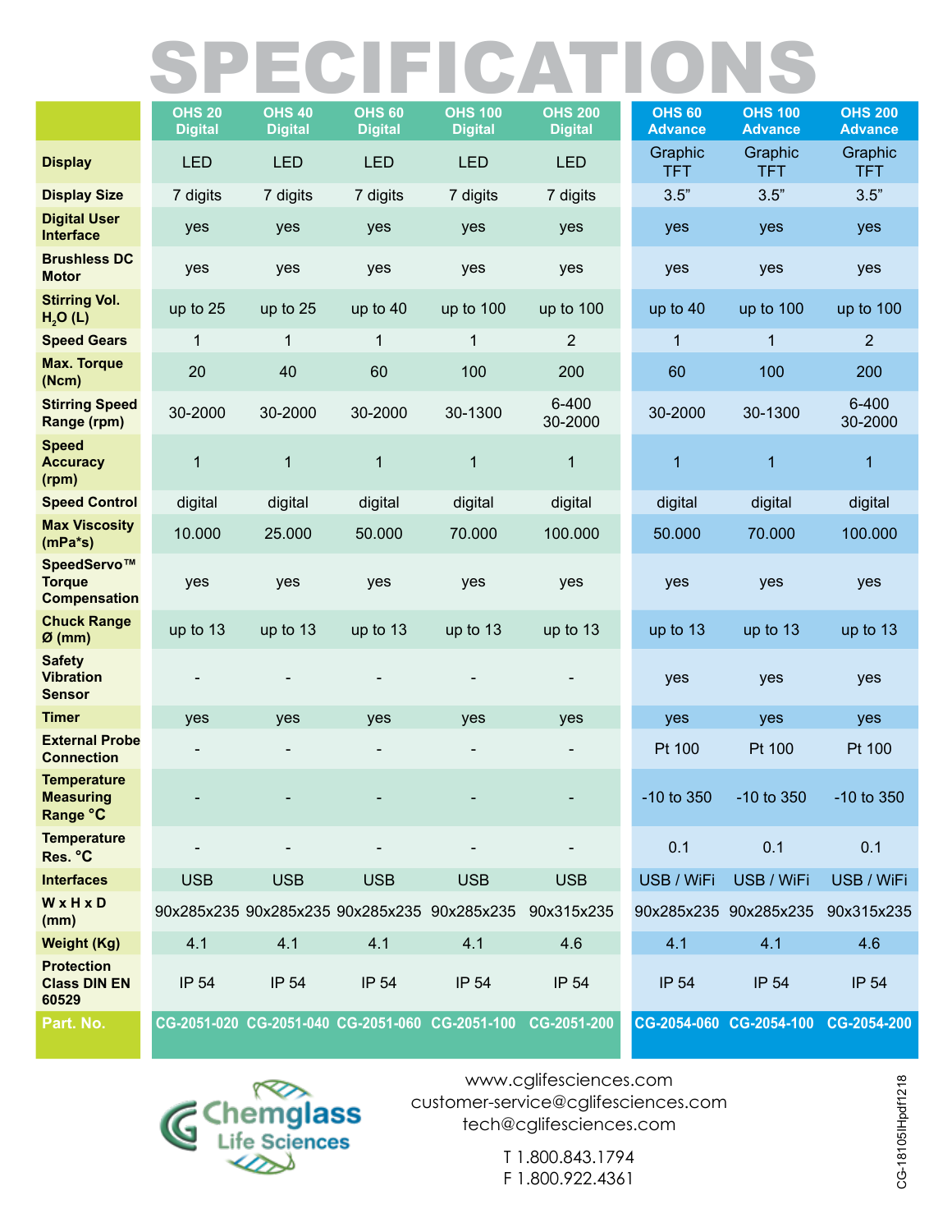# SPECIFICATIONS

| | OHS 20 Digital | OHS 40 Digital | OHS 60 Digital | OHS 100 Digital | OHS 200 Digital | OHS 60 Advance | OHS 100 Advance | OHS 200 Advance |
|---|---|---|---|---|---|---|---|---|
| **Display** | LED | LED | LED | LED | LED | Graphic TFT | Graphic TFT | Graphic TFT |
| **Display Size** | 7 digits | 7 digits | 7 digits | 7 digits | 7 digits | 3.5” | 3.5” | 3.5” |
| **Digital User Interface** | yes | yes | yes | yes | yes | yes | yes | yes |
| **Brushless DC Motor** | yes | yes | yes | yes | yes | yes | yes | yes |
| **Stirring Vol. $H_2O$ (L)** | up to 25 | up to 25 | up to 40 | up to 100 | up to 100 | up to 40 | up to 100 | up to 100 |
| **Speed Gears** | 1 | 1 | 1 | 1 | 2 | 1 | 1 | 2 |
| **Max. Torque (Ncm)** | 20 | 40 | 60 | 100 | 200 | 60 | 100 | 200 |
| **Stirring Speed Range (rpm)** | 30-2000 | 30-2000 | 30-2000 | 30-1300 | 6-400 30-2000 | 30-2000 | 30-1300 | 6-400 30-2000 |
| **Speed Accuracy (rpm)** | 1 | 1 | 1 | 1 | 1 | 1 | 1 | 1 |
| **Speed Control** | digital | digital | digital | digital | digital | digital | digital | digital |
| **Max Viscosity (mPa*s)** | 10.000 | 25.000 | 50.000 | 70.000 | 100.000 | 50.000 | 70.000 | 100.000 |
| **SpeedServo™ Torque Compensation** | yes | yes | yes | yes | yes | yes | yes | yes |
| **Chuck Range Ø (mm)** | up to 13 | up to 13 | up to 13 | up to 13 | up to 13 | up to 13 | up to 13 | up to 13 |
| **Safety Vibration Sensor** | - | - | - | - | - | yes | yes | yes |
| **Timer** | yes | yes | yes | yes | yes | yes | yes | yes |
| **External Probe Connection** | - | - | - | - | - | Pt 100 | Pt 100 | Pt 100 |
| **Temperature Measuring Range °C** | - | - | - | - | - | -10 to 350 | -10 to 350 | -10 to 350 |
| **Temperature Res. °C** | - | - | - | - | - | 0.1 | 0.1 | 0.1 |
| **Interfaces** | USB | USB | USB | USB | USB | USB / WiFi | USB / WiFi | USB / WiFi |
| **W x H x D (mm)** | 90x285x235 | 90x285x235 | 90x285x235 | 90x285x235 | 90x315x235 | 90x285x235 | 90x285x235 | 90x315x235 |
| **Weight (Kg)** | 4.1 | 4.1 | 4.1 | 4.1 | 4.6 | 4.1 | 4.1 | 4.6 |
| **Protection Class DIN EN 60529** | IP 54 | IP 54 | IP 54 | IP 54 | IP 54 | IP 54 | IP 54 | IP 54 |
| **Part. No.** | CG-2051-020 | CG-2051-040 | CG-2051-060 | CG-2051-100 | CG-2051-200 | CG-2054-060 | CG-2054-100 | CG-2054-200 |

Chemglass Life Sciences

www.cglifesciences.com
customer-service@cglifesciences.com
tech@cglifesciences.com

T 1.800.843.1794
F 1.800.922.4361

CG-18105IHpdf1218